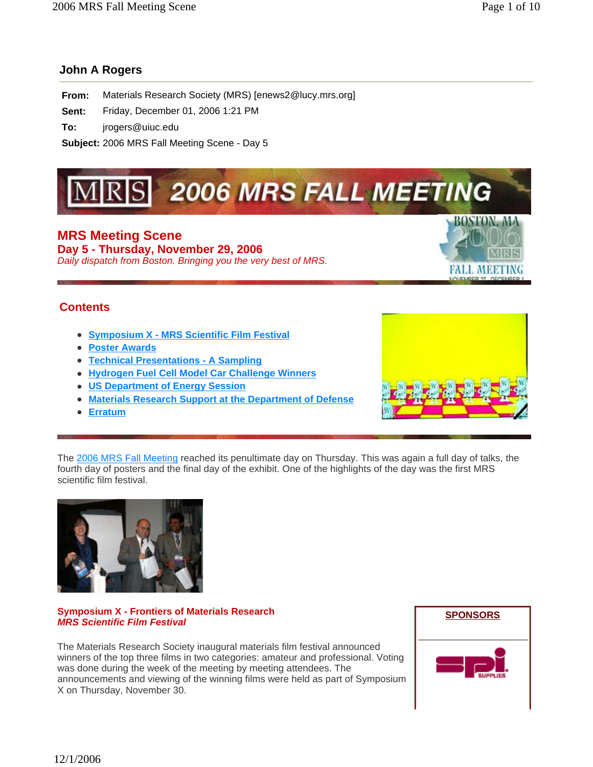## John A Rogers

**From:** Materials Research Society (MRS) [enews2@lucy.mrs.org]

**Sent:** Friday, December 01, 2006 1:21 PM

**To:** jrogers@uiuc.edu

**Subject:** 2006 MRS Fall Meeting Scene - Day 5

# MRS Meeting Scene

## Day 5 - Thursday, November 29, 2006

*Daily dispatch from Boston. Bringing you the very best of MRS.*

## Contents

- Symposium X - MRS Scientific Film Festival
- Poster Awards
- Technical Presentations - A Sampling
- Hydrogen Fuel Cell Model Car Challenge Winners
- US Department of Energy Session
- Materials Research Support at the Department of Defense
- Erratum

The 2006 MRS Fall Meeting reached its penultimate day on Thursday. This was again a full day of talks, the fourth day of posters and the final day of the exhibit. One of the highlights of the day was the first MRS scientific film festival.

### Symposium X - Frontiers of Materials Research
### *MRS Scientific Film Festival*

The Materials Research Society inaugural materials film festival announced winners of the top three films in two categories: amateur and professional. Voting was done during the week of the meeting by meeting attendees. The announcements and viewing of the winning films were held as part of Symposium X on Thursday, November 30.

**SPONSORS**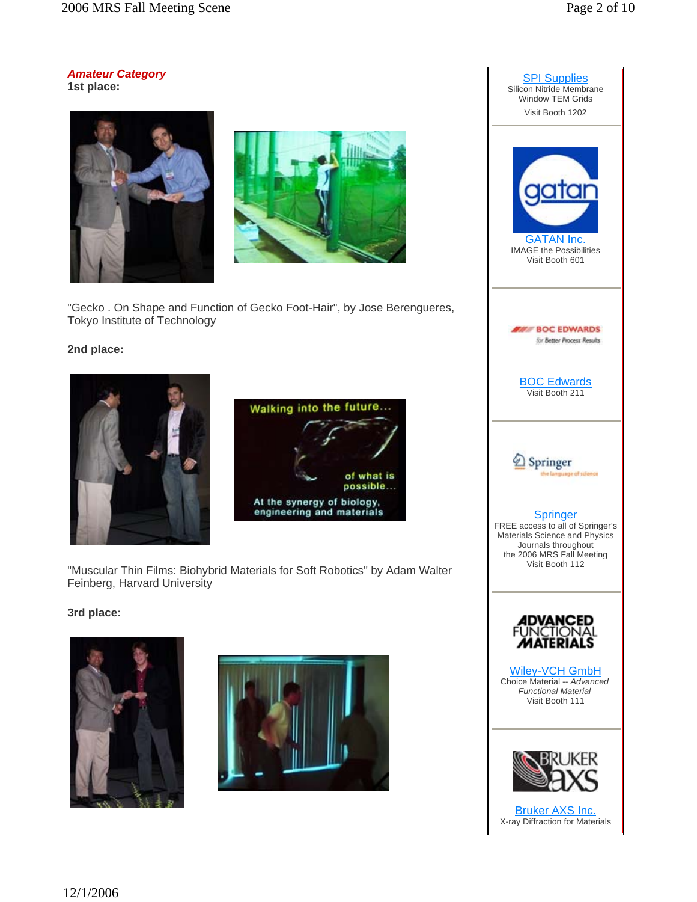***Amateur Category***

**1st place:**

"Gecko . On Shape and Function of Gecko Foot-Hair", by Jose Berengueres, Tokyo Institute of Technology

**2nd place:**

"Muscular Thin Films: Biohybrid Materials for Soft Robotics" by Adam Walter Feinberg, Harvard University

**3rd place:**

---

SPI Supplies
Silicon Nitride Membrane Window TEM Grids
Visit Booth 1202

GATAN Inc.
IMAGE the Possibilities
Visit Booth 601

BOC Edwards
Visit Booth 211

Springer
FREE access to all of Springer's Materials Science and Physics Journals throughout the 2006 MRS Fall Meeting
Visit Booth 112

Wiley-VCH GmbH
Choice Material -- *Advanced Functional Material*
Visit Booth 111

Bruker AXS Inc.
X-ray Diffraction for Materials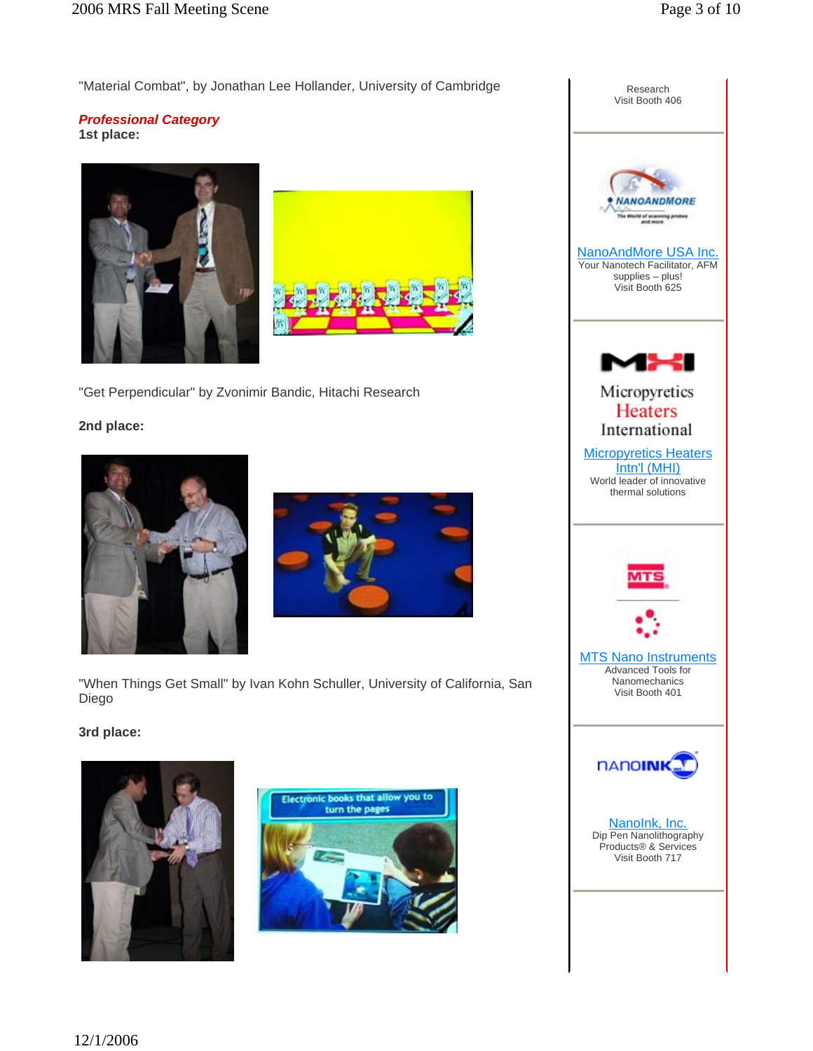"Material Combat", by Jonathan Lee Hollander, University of Cambridge

***Professional Category***

**1st place:**

"Get Perpendicular" by Zvonimir Bandic, Hitachi Research

**2nd place:**

"When Things Get Small" by Ivan Kohn Schuller, University of California, San Diego

**3rd place:**

Research
Visit Booth 406

NanoAndMore USA Inc.
Your Nanotech Facilitator, AFM supplies – plus!
Visit Booth 625

Micropyretics Heaters International

Micropyretics Heaters Intn'l (MHI)
World leader of innovative thermal solutions

MTS Nano Instruments
Advanced Tools for Nanomechanics
Visit Booth 401

NanoInk, Inc.
Dip Pen Nanolithography Products® & Services
Visit Booth 717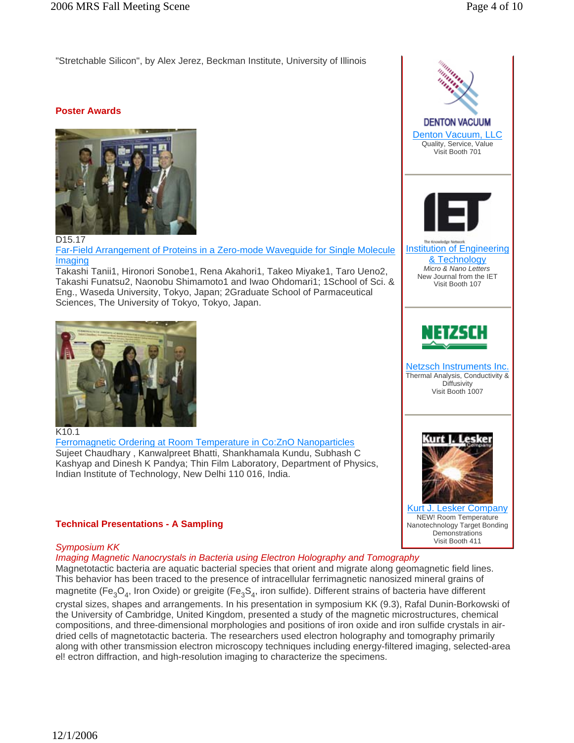"Stretchable Silicon", by Alex Jerez, Beckman Institute, University of Illinois

## Poster Awards

D15.17

Far-Field Arrangement of Proteins in a Zero-mode Waveguide for Single Molecule Imaging

Takashi Tanii1, Hironori Sonobe1, Rena Akahori1, Takeo Miyake1, Taro Ueno2, Takashi Funatsu2, Naonobu Shimamoto1 and Iwao Ohdomari1; 1School of Sci. & Eng., Waseda University, Tokyo, Japan; 2Graduate School of Parmaceutical Sciences, The University of Tokyo, Tokyo, Japan.

K10.1

Ferromagnetic Ordering at Room Temperature in Co:ZnO Nanoparticles

Sujeet Chaudhary , Kanwalpreet Bhatti, Shankhamala Kundu, Subhash C Kashyap and Dinesh K Pandya; Thin Film Laboratory, Department of Physics, Indian Institute of Technology, New Delhi 110 016, India.

## Technical Presentations - A Sampling

*Symposium KK*

*Imaging Magnetic Nanocrystals in Bacteria using Electron Holography and Tomography*

Magnetotactic bacteria are aquatic bacterial species that orient and migrate along geomagnetic field lines. This behavior has been traced to the presence of intracellular ferrimagnetic nanosized mineral grains of magnetite ($Fe_3O_4$, Iron Oxide) or greigite ($Fe_3S_4$, iron sulfide). Different strains of bacteria have different crystal sizes, shapes and arrangements. In his presentation in symposium KK (9.3), Rafal Dunin-Borkowski of the University of Cambridge, United Kingdom, presented a study of the magnetic microstructures, chemical compositions, and three-dimensional morphologies and positions of iron oxide and iron sulfide crystals in air-dried cells of magnetotactic bacteria. The researchers used electron holography and tomography primarily along with other transmission electron microscopy techniques including energy-filtered imaging, selected-area el! ectron diffraction, and high-resolution imaging to characterize the specimens.

DENTON VACUUM

Denton Vacuum, LLC

Quality, Service, Value

Visit Booth 701

The Knowledge Network

Institution of Engineering & Technology

*Micro & Nano Letters*

New Journal from the IET

Visit Booth 107

NETZSCH

Netzsch Instruments Inc.

Thermal Analysis, Conductivity & Diffusivity

Visit Booth 1007

Kurt J. Lesker Company

Kurt J. Lesker Company

NEW! Room Temperature Nanotechnology Target Bonding Demonstrations

Visit Booth 411